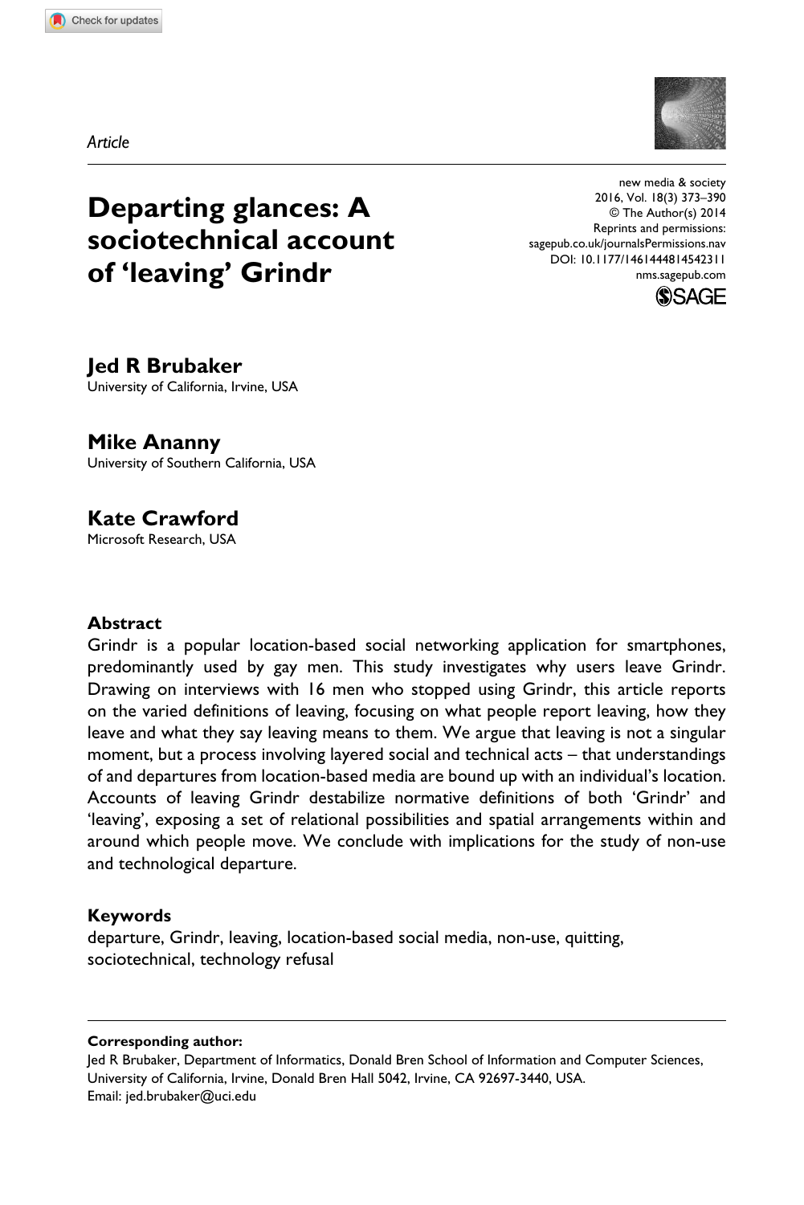*Article*

# Departing glances: A sociotechnical account of 'leaving' Grindr

new media & society
2016, Vol. 18(3) 373–390
© The Author(s) 2014
Reprints and permissions:
sagepub.co.uk/journalsPermissions.nav
DOI: 10.1177/1461444814542311
nms.sagepub.com

**Jed R Brubaker**
University of California, Irvine, USA

**Mike Ananny**
University of Southern California, USA

**Kate Crawford**
Microsoft Research, USA

### Abstract

Grindr is a popular location-based social networking application for smartphones, predominantly used by gay men. This study investigates why users leave Grindr. Drawing on interviews with 16 men who stopped using Grindr, this article reports on the varied definitions of leaving, focusing on what people report leaving, how they leave and what they say leaving means to them. We argue that leaving is not a singular moment, but a process involving layered social and technical acts – that understandings of and departures from location-based media are bound up with an individual's location. Accounts of leaving Grindr destabilize normative definitions of both 'Grindr' and 'leaving', exposing a set of relational possibilities and spatial arrangements within and around which people move. We conclude with implications for the study of non-use and technological departure.

### Keywords

departure, Grindr, leaving, location-based social media, non-use, quitting, sociotechnical, technology refusal

**Corresponding author:**
Jed R Brubaker, Department of Informatics, Donald Bren School of Information and Computer Sciences, University of California, Irvine, Donald Bren Hall 5042, Irvine, CA 92697-3440, USA.
Email: jed.brubaker@uci.edu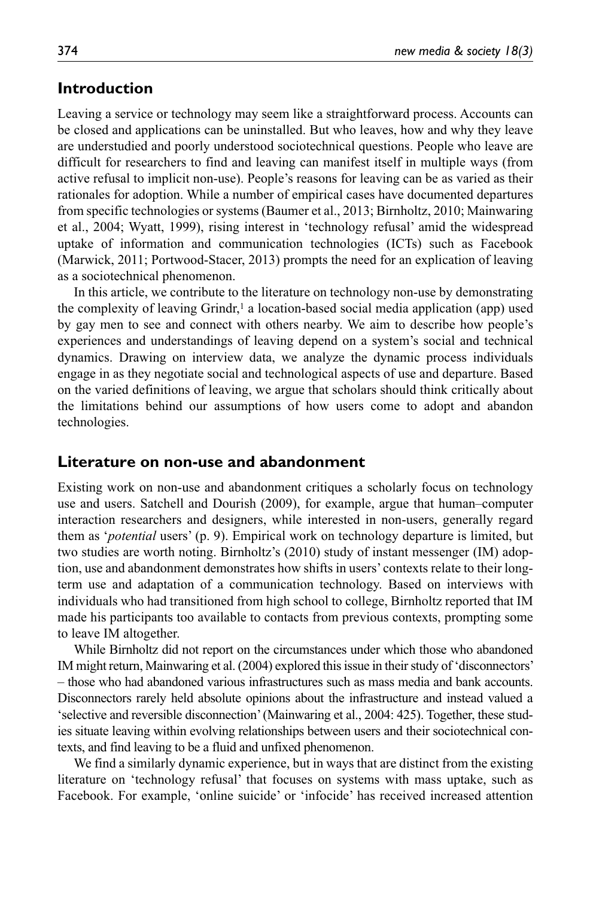## Introduction

Leaving a service or technology may seem like a straightforward process. Accounts can be closed and applications can be uninstalled. But who leaves, how and why they leave are understudied and poorly understood sociotechnical questions. People who leave are difficult for researchers to find and leaving can manifest itself in multiple ways (from active refusal to implicit non-use). People's reasons for leaving can be as varied as their rationales for adoption. While a number of empirical cases have documented departures from specific technologies or systems (Baumer et al., 2013; Birnholtz, 2010; Mainwaring et al., 2004; Wyatt, 1999), rising interest in 'technology refusal' amid the widespread uptake of information and communication technologies (ICTs) such as Facebook (Marwick, 2011; Portwood-Stacer, 2013) prompts the need for an explication of leaving as a sociotechnical phenomenon.

In this article, we contribute to the literature on technology non-use by demonstrating the complexity of leaving Grindr,[1] a location-based social media application (app) used by gay men to see and connect with others nearby. We aim to describe how people's experiences and understandings of leaving depend on a system's social and technical dynamics. Drawing on interview data, we analyze the dynamic process individuals engage in as they negotiate social and technological aspects of use and departure. Based on the varied definitions of leaving, we argue that scholars should think critically about the limitations behind our assumptions of how users come to adopt and abandon technologies.

## Literature on non-use and abandonment

Existing work on non-use and abandonment critiques a scholarly focus on technology use and users. Satchell and Dourish (2009), for example, argue that human–computer interaction researchers and designers, while interested in non-users, generally regard them as '*potential* users' (p. 9). Empirical work on technology departure is limited, but two studies are worth noting. Birnholtz's (2010) study of instant messenger (IM) adoption, use and abandonment demonstrates how shifts in users' contexts relate to their long-term use and adaptation of a communication technology. Based on interviews with individuals who had transitioned from high school to college, Birnholtz reported that IM made his participants too available to contacts from previous contexts, prompting some to leave IM altogether.

While Birnholtz did not report on the circumstances under which those who abandoned IM might return, Mainwaring et al. (2004) explored this issue in their study of 'disconnectors' – those who had abandoned various infrastructures such as mass media and bank accounts. Disconnectors rarely held absolute opinions about the infrastructure and instead valued a 'selective and reversible disconnection' (Mainwaring et al., 2004: 425). Together, these studies situate leaving within evolving relationships between users and their sociotechnical contexts, and find leaving to be a fluid and unfixed phenomenon.

We find a similarly dynamic experience, but in ways that are distinct from the existing literature on 'technology refusal' that focuses on systems with mass uptake, such as Facebook. For example, 'online suicide' or 'infocide' has received increased attention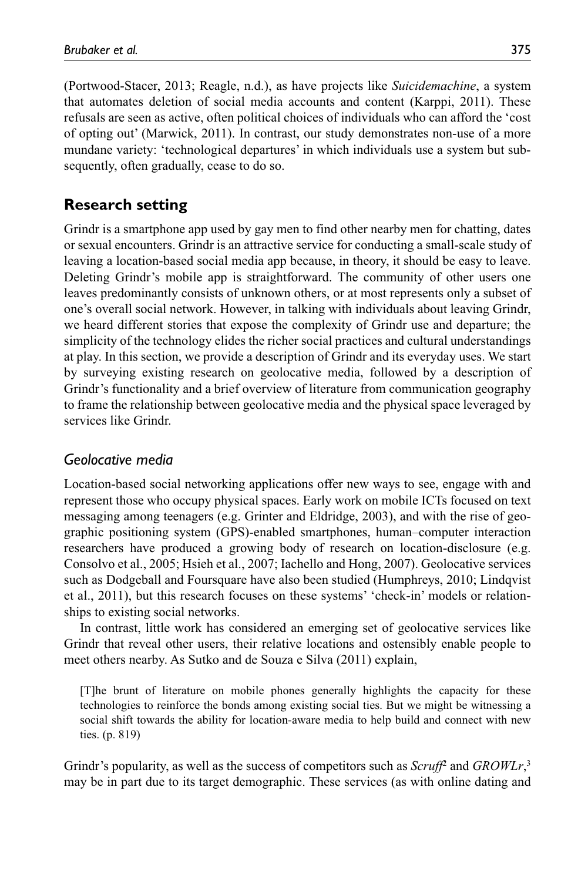(Portwood-Stacer, 2013; Reagle, n.d.), as have projects like *Suicidemachine*, a system that automates deletion of social media accounts and content (Karppi, 2011). These refusals are seen as active, often political choices of individuals who can afford the 'cost of opting out' (Marwick, 2011). In contrast, our study demonstrates non-use of a more mundane variety: 'technological departures' in which individuals use a system but subsequently, often gradually, cease to do so.

## Research setting

Grindr is a smartphone app used by gay men to find other nearby men for chatting, dates or sexual encounters. Grindr is an attractive service for conducting a small-scale study of leaving a location-based social media app because, in theory, it should be easy to leave. Deleting Grindr's mobile app is straightforward. The community of other users one leaves predominantly consists of unknown others, or at most represents only a subset of one's overall social network. However, in talking with individuals about leaving Grindr, we heard different stories that expose the complexity of Grindr use and departure; the simplicity of the technology elides the richer social practices and cultural understandings at play. In this section, we provide a description of Grindr and its everyday uses. We start by surveying existing research on geolocative media, followed by a description of Grindr's functionality and a brief overview of literature from communication geography to frame the relationship between geolocative media and the physical space leveraged by services like Grindr.

### *Geolocative media*

Location-based social networking applications offer new ways to see, engage with and represent those who occupy physical spaces. Early work on mobile ICTs focused on text messaging among teenagers (e.g. Grinter and Eldridge, 2003), and with the rise of geographic positioning system (GPS)-enabled smartphones, human–computer interaction researchers have produced a growing body of research on location-disclosure (e.g. Consolvo et al., 2005; Hsieh et al., 2007; Iachello and Hong, 2007). Geolocative services such as Dodgeball and Foursquare have also been studied (Humphreys, 2010; Lindqvist et al., 2011), but this research focuses on these systems' 'check-in' models or relationships to existing social networks.

In contrast, little work has considered an emerging set of geolocative services like Grindr that reveal other users, their relative locations and ostensibly enable people to meet others nearby. As Sutko and de Souza e Silva (2011) explain,

> [T]he brunt of literature on mobile phones generally highlights the capacity for these technologies to reinforce the bonds among existing social ties. But we might be witnessing a social shift towards the ability for location-aware media to help build and connect with new ties. (p. 819)

Grindr's popularity, as well as the success of competitors such as *Scruff*[2] and *GROWLr*,[3] may be in part due to its target demographic. These services (as with online dating and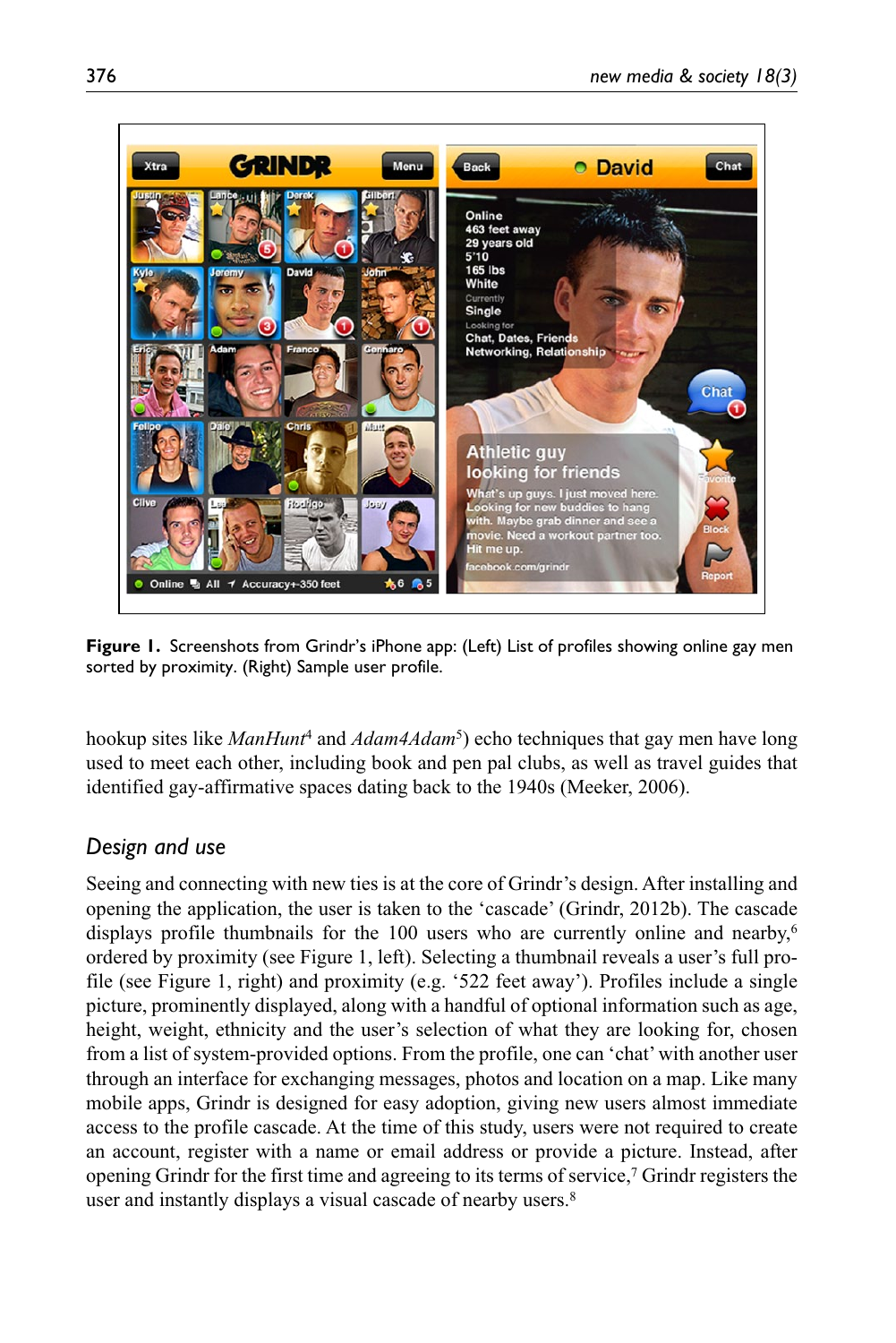Figure 1. Screenshots from Grindr's iPhone app: (Left) List of profiles showing online gay men sorted by proximity. (Right) Sample user profile.

hookup sites like *ManHunt*[4] and *Adam4Adam*[5]) echo techniques that gay men have long used to meet each other, including book and pen pal clubs, as well as travel guides that identified gay-affirmative spaces dating back to the 1940s (Meeker, 2006).

## *Design and use*

Seeing and connecting with new ties is at the core of Grindr's design. After installing and opening the application, the user is taken to the 'cascade' (Grindr, 2012b). The cascade displays profile thumbnails for the 100 users who are currently online and nearby,[6] ordered by proximity (see Figure 1, left). Selecting a thumbnail reveals a user's full profile (see Figure 1, right) and proximity (e.g. '522 feet away'). Profiles include a single picture, prominently displayed, along with a handful of optional information such as age, height, weight, ethnicity and the user's selection of what they are looking for, chosen from a list of system-provided options. From the profile, one can 'chat' with another user through an interface for exchanging messages, photos and location on a map. Like many mobile apps, Grindr is designed for easy adoption, giving new users almost immediate access to the profile cascade. At the time of this study, users were not required to create an account, register with a name or email address or provide a picture. Instead, after opening Grindr for the first time and agreeing to its terms of service,[7] Grindr registers the user and instantly displays a visual cascade of nearby users.[8]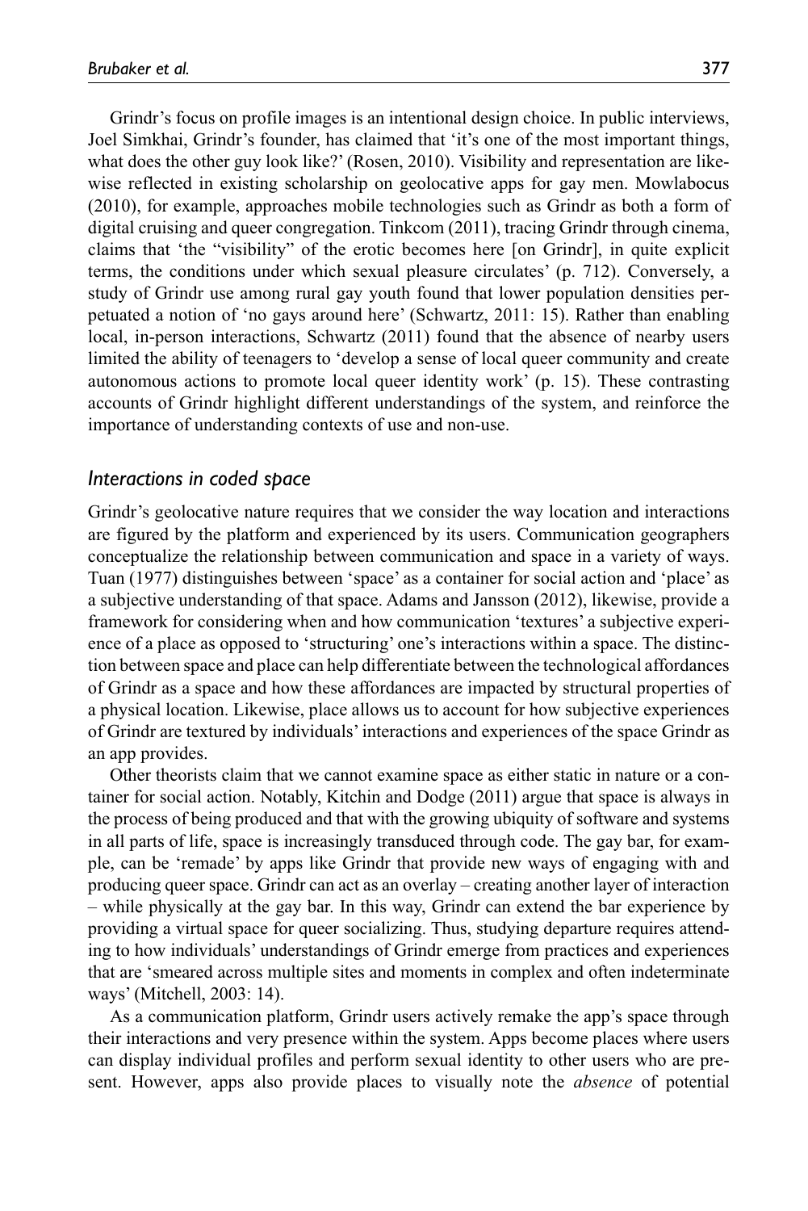Grindr's focus on profile images is an intentional design choice. In public interviews, Joel Simkhai, Grindr's founder, has claimed that 'it's one of the most important things, what does the other guy look like?' (Rosen, 2010). Visibility and representation are likewise reflected in existing scholarship on geolocative apps for gay men. Mowlabocus (2010), for example, approaches mobile technologies such as Grindr as both a form of digital cruising and queer congregation. Tinkcom (2011), tracing Grindr through cinema, claims that 'the "visibility" of the erotic becomes here [on Grindr], in quite explicit terms, the conditions under which sexual pleasure circulates' (p. 712). Conversely, a study of Grindr use among rural gay youth found that lower population densities perpetuated a notion of 'no gays around here' (Schwartz, 2011: 15). Rather than enabling local, in-person interactions, Schwartz (2011) found that the absence of nearby users limited the ability of teenagers to 'develop a sense of local queer community and create autonomous actions to promote local queer identity work' (p. 15). These contrasting accounts of Grindr highlight different understandings of the system, and reinforce the importance of understanding contexts of use and non-use.

### *Interactions in coded space*

Grindr's geolocative nature requires that we consider the way location and interactions are figured by the platform and experienced by its users. Communication geographers conceptualize the relationship between communication and space in a variety of ways. Tuan (1977) distinguishes between 'space' as a container for social action and 'place' as a subjective understanding of that space. Adams and Jansson (2012), likewise, provide a framework for considering when and how communication 'textures' a subjective experience of a place as opposed to 'structuring' one's interactions within a space. The distinction between space and place can help differentiate between the technological affordances of Grindr as a space and how these affordances are impacted by structural properties of a physical location. Likewise, place allows us to account for how subjective experiences of Grindr are textured by individuals' interactions and experiences of the space Grindr as an app provides.

Other theorists claim that we cannot examine space as either static in nature or a container for social action. Notably, Kitchin and Dodge (2011) argue that space is always in the process of being produced and that with the growing ubiquity of software and systems in all parts of life, space is increasingly transduced through code. The gay bar, for example, can be 'remade' by apps like Grindr that provide new ways of engaging with and producing queer space. Grindr can act as an overlay – creating another layer of interaction – while physically at the gay bar. In this way, Grindr can extend the bar experience by providing a virtual space for queer socializing. Thus, studying departure requires attending to how individuals' understandings of Grindr emerge from practices and experiences that are 'smeared across multiple sites and moments in complex and often indeterminate ways' (Mitchell, 2003: 14).

As a communication platform, Grindr users actively remake the app's space through their interactions and very presence within the system. Apps become places where users can display individual profiles and perform sexual identity to other users who are present. However, apps also provide places to visually note the *absence* of potential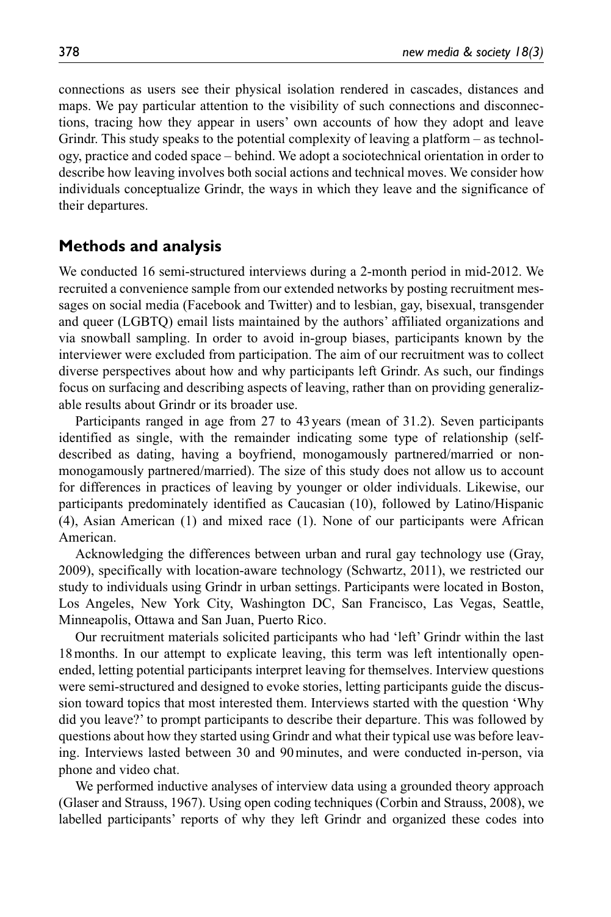connections as users see their physical isolation rendered in cascades, distances and maps. We pay particular attention to the visibility of such connections and disconnections, tracing how they appear in users' own accounts of how they adopt and leave Grindr. This study speaks to the potential complexity of leaving a platform – as technology, practice and coded space – behind. We adopt a sociotechnical orientation in order to describe how leaving involves both social actions and technical moves. We consider how individuals conceptualize Grindr, the ways in which they leave and the significance of their departures.

## Methods and analysis

We conducted 16 semi-structured interviews during a 2-month period in mid-2012. We recruited a convenience sample from our extended networks by posting recruitment messages on social media (Facebook and Twitter) and to lesbian, gay, bisexual, transgender and queer (LGBTQ) email lists maintained by the authors' affiliated organizations and via snowball sampling. In order to avoid in-group biases, participants known by the interviewer were excluded from participation. The aim of our recruitment was to collect diverse perspectives about how and why participants left Grindr. As such, our findings focus on surfacing and describing aspects of leaving, rather than on providing generalizable results about Grindr or its broader use.

Participants ranged in age from 27 to 43 years (mean of 31.2). Seven participants identified as single, with the remainder indicating some type of relationship (self-described as dating, having a boyfriend, monogamously partnered/married or non-monogamously partnered/married). The size of this study does not allow us to account for differences in practices of leaving by younger or older individuals. Likewise, our participants predominately identified as Caucasian (10), followed by Latino/Hispanic (4), Asian American (1) and mixed race (1). None of our participants were African American.

Acknowledging the differences between urban and rural gay technology use (Gray, 2009), specifically with location-aware technology (Schwartz, 2011), we restricted our study to individuals using Grindr in urban settings. Participants were located in Boston, Los Angeles, New York City, Washington DC, San Francisco, Las Vegas, Seattle, Minneapolis, Ottawa and San Juan, Puerto Rico.

Our recruitment materials solicited participants who had 'left' Grindr within the last 18 months. In our attempt to explicate leaving, this term was left intentionally open-ended, letting potential participants interpret leaving for themselves. Interview questions were semi-structured and designed to evoke stories, letting participants guide the discussion toward topics that most interested them. Interviews started with the question 'Why did you leave?' to prompt participants to describe their departure. This was followed by questions about how they started using Grindr and what their typical use was before leaving. Interviews lasted between 30 and 90 minutes, and were conducted in-person, via phone and video chat.

We performed inductive analyses of interview data using a grounded theory approach (Glaser and Strauss, 1967). Using open coding techniques (Corbin and Strauss, 2008), we labelled participants' reports of why they left Grindr and organized these codes into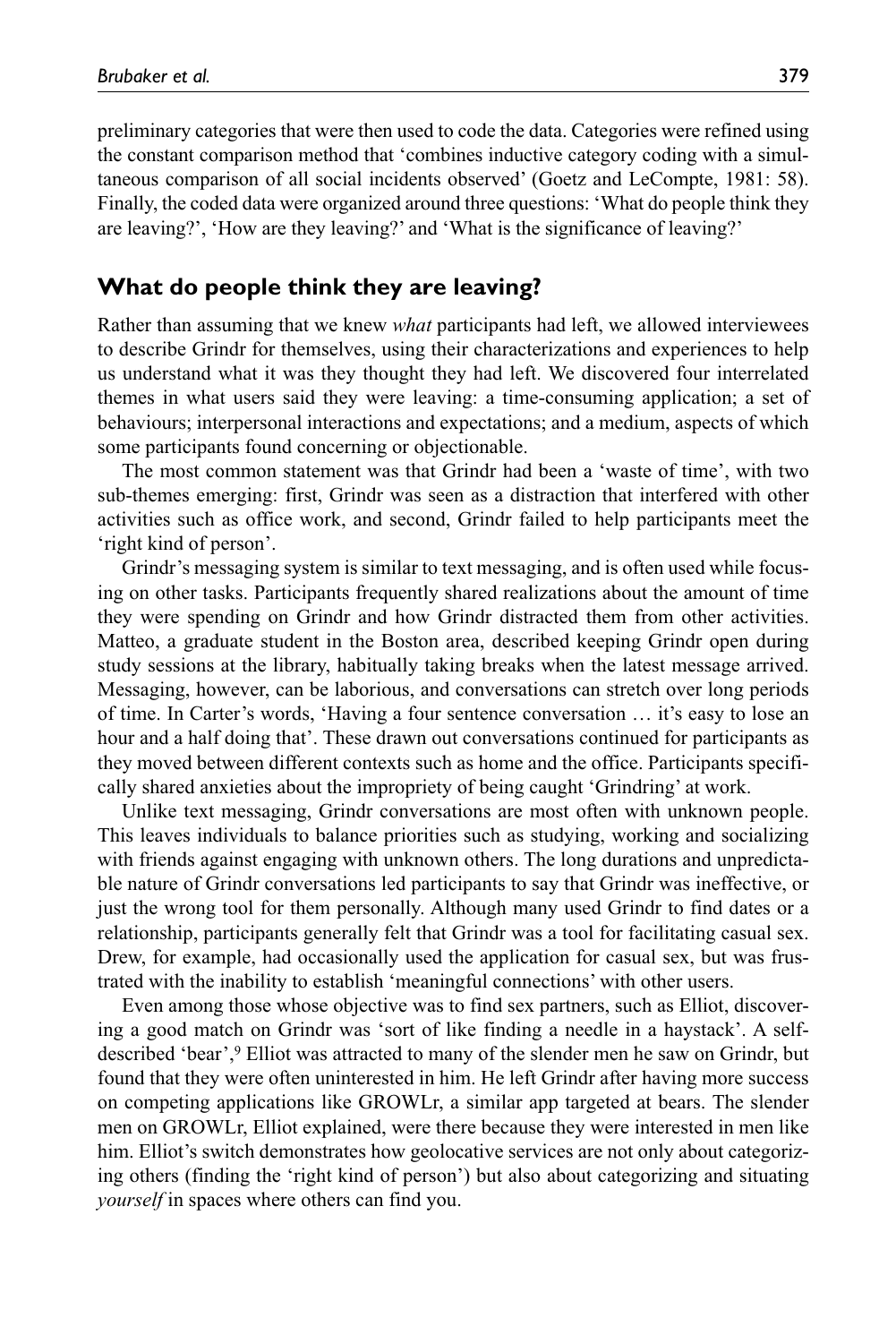preliminary categories that were then used to code the data. Categories were refined using the constant comparison method that 'combines inductive category coding with a simultaneous comparison of all social incidents observed' (Goetz and LeCompte, 1981: 58). Finally, the coded data were organized around three questions: 'What do people think they are leaving?', 'How are they leaving?' and 'What is the significance of leaving?'

## What do people think they are leaving?

Rather than assuming that we knew *what* participants had left, we allowed interviewees to describe Grindr for themselves, using their characterizations and experiences to help us understand what it was they thought they had left. We discovered four interrelated themes in what users said they were leaving: a time-consuming application; a set of behaviours; interpersonal interactions and expectations; and a medium, aspects of which some participants found concerning or objectionable.

The most common statement was that Grindr had been a 'waste of time', with two sub-themes emerging: first, Grindr was seen as a distraction that interfered with other activities such as office work, and second, Grindr failed to help participants meet the 'right kind of person'.

Grindr's messaging system is similar to text messaging, and is often used while focusing on other tasks. Participants frequently shared realizations about the amount of time they were spending on Grindr and how Grindr distracted them from other activities. Matteo, a graduate student in the Boston area, described keeping Grindr open during study sessions at the library, habitually taking breaks when the latest message arrived. Messaging, however, can be laborious, and conversations can stretch over long periods of time. In Carter's words, 'Having a four sentence conversation … it's easy to lose an hour and a half doing that'. These drawn out conversations continued for participants as they moved between different contexts such as home and the office. Participants specifically shared anxieties about the impropriety of being caught 'Grindring' at work.

Unlike text messaging, Grindr conversations are most often with unknown people. This leaves individuals to balance priorities such as studying, working and socializing with friends against engaging with unknown others. The long durations and unpredictable nature of Grindr conversations led participants to say that Grindr was ineffective, or just the wrong tool for them personally. Although many used Grindr to find dates or a relationship, participants generally felt that Grindr was a tool for facilitating casual sex. Drew, for example, had occasionally used the application for casual sex, but was frustrated with the inability to establish 'meaningful connections' with other users.

Even among those whose objective was to find sex partners, such as Elliot, discovering a good match on Grindr was 'sort of like finding a needle in a haystack'. A self-described 'bear',[9] Elliot was attracted to many of the slender men he saw on Grindr, but found that they were often uninterested in him. He left Grindr after having more success on competing applications like GROWLr, a similar app targeted at bears. The slender men on GROWLr, Elliot explained, were there because they were interested in men like him. Elliot's switch demonstrates how geolocative services are not only about categorizing others (finding the 'right kind of person') but also about categorizing and situating *yourself* in spaces where others can find you.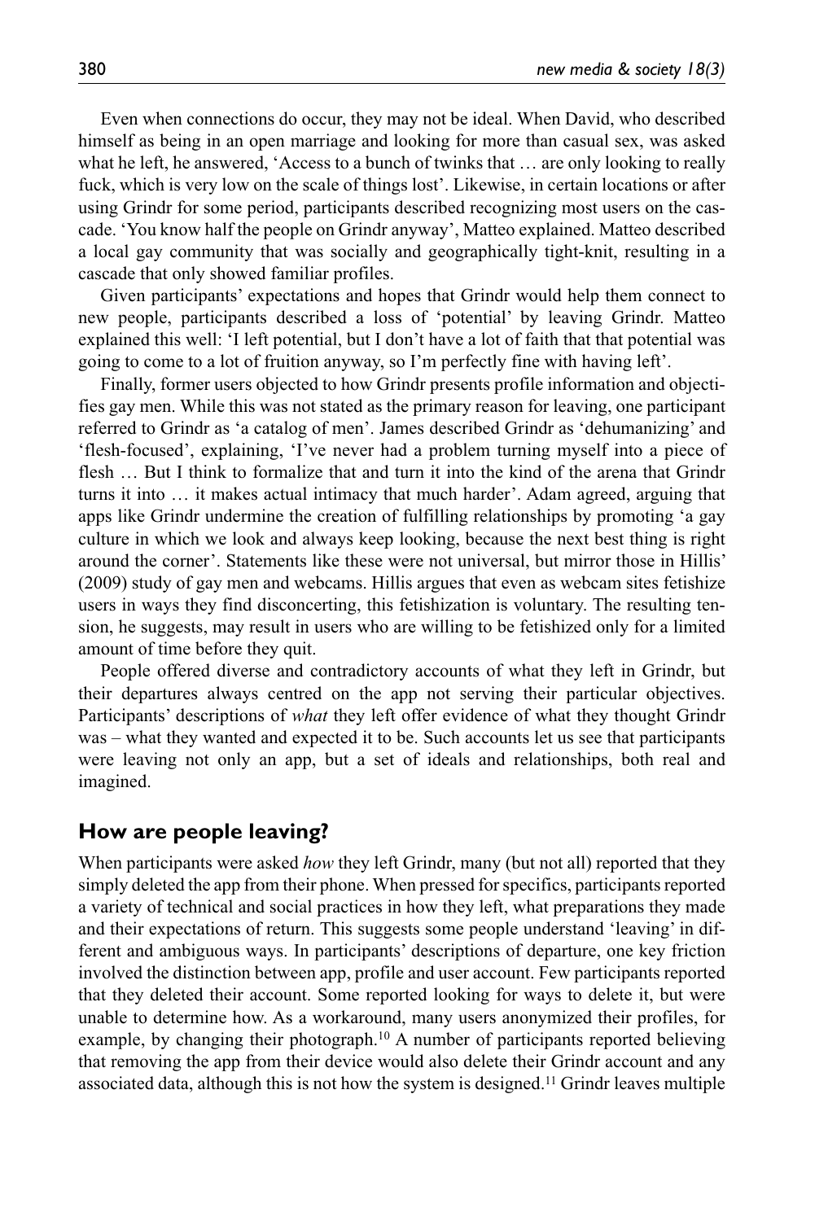Even when connections do occur, they may not be ideal. When David, who described himself as being in an open marriage and looking for more than casual sex, was asked what he left, he answered, 'Access to a bunch of twinks that … are only looking to really fuck, which is very low on the scale of things lost'. Likewise, in certain locations or after using Grindr for some period, participants described recognizing most users on the cascade. 'You know half the people on Grindr anyway', Matteo explained. Matteo described a local gay community that was socially and geographically tight-knit, resulting in a cascade that only showed familiar profiles.

Given participants' expectations and hopes that Grindr would help them connect to new people, participants described a loss of 'potential' by leaving Grindr. Matteo explained this well: 'I left potential, but I don't have a lot of faith that that potential was going to come to a lot of fruition anyway, so I'm perfectly fine with having left'.

Finally, former users objected to how Grindr presents profile information and objectifies gay men. While this was not stated as the primary reason for leaving, one participant referred to Grindr as 'a catalog of men'. James described Grindr as 'dehumanizing' and 'flesh-focused', explaining, 'I've never had a problem turning myself into a piece of flesh … But I think to formalize that and turn it into the kind of the arena that Grindr turns it into … it makes actual intimacy that much harder'. Adam agreed, arguing that apps like Grindr undermine the creation of fulfilling relationships by promoting 'a gay culture in which we look and always keep looking, because the next best thing is right around the corner'. Statements like these were not universal, but mirror those in Hillis' (2009) study of gay men and webcams. Hillis argues that even as webcam sites fetishize users in ways they find disconcerting, this fetishization is voluntary. The resulting tension, he suggests, may result in users who are willing to be fetishized only for a limited amount of time before they quit.

People offered diverse and contradictory accounts of what they left in Grindr, but their departures always centred on the app not serving their particular objectives. Participants' descriptions of *what* they left offer evidence of what they thought Grindr was – what they wanted and expected it to be. Such accounts let us see that participants were leaving not only an app, but a set of ideals and relationships, both real and imagined.

## How are people leaving?

When participants were asked *how* they left Grindr, many (but not all) reported that they simply deleted the app from their phone. When pressed for specifics, participants reported a variety of technical and social practices in how they left, what preparations they made and their expectations of return. This suggests some people understand 'leaving' in different and ambiguous ways. In participants' descriptions of departure, one key friction involved the distinction between app, profile and user account. Few participants reported that they deleted their account. Some reported looking for ways to delete it, but were unable to determine how. As a workaround, many users anonymized their profiles, for example, by changing their photograph.[10] A number of participants reported believing that removing the app from their device would also delete their Grindr account and any associated data, although this is not how the system is designed.[11] Grindr leaves multiple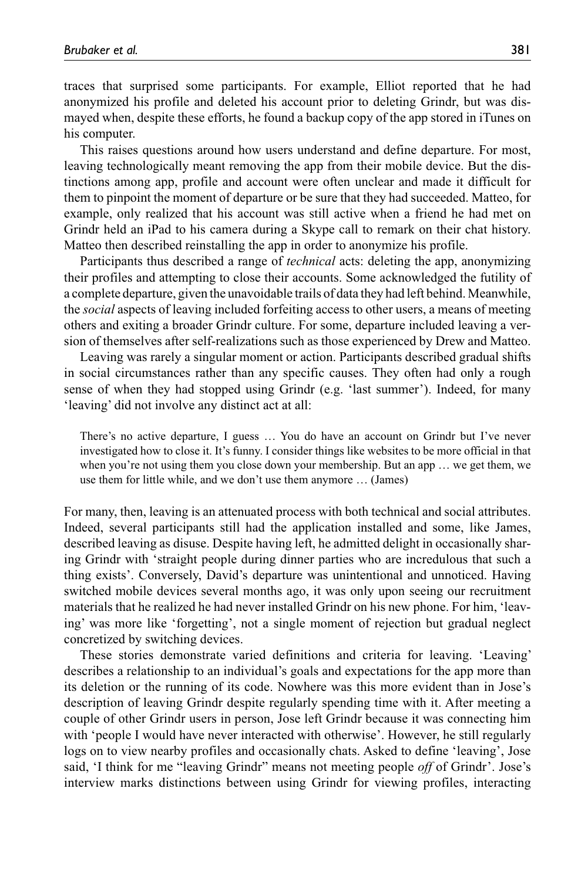traces that surprised some participants. For example, Elliot reported that he had anonymized his profile and deleted his account prior to deleting Grindr, but was dismayed when, despite these efforts, he found a backup copy of the app stored in iTunes on his computer.

This raises questions around how users understand and define departure. For most, leaving technologically meant removing the app from their mobile device. But the distinctions among app, profile and account were often unclear and made it difficult for them to pinpoint the moment of departure or be sure that they had succeeded. Matteo, for example, only realized that his account was still active when a friend he had met on Grindr held an iPad to his camera during a Skype call to remark on their chat history. Matteo then described reinstalling the app in order to anonymize his profile.

Participants thus described a range of *technical* acts: deleting the app, anonymizing their profiles and attempting to close their accounts. Some acknowledged the futility of a complete departure, given the unavoidable trails of data they had left behind. Meanwhile, the *social* aspects of leaving included forfeiting access to other users, a means of meeting others and exiting a broader Grindr culture. For some, departure included leaving a version of themselves after self-realizations such as those experienced by Drew and Matteo.

Leaving was rarely a singular moment or action. Participants described gradual shifts in social circumstances rather than any specific causes. They often had only a rough sense of when they had stopped using Grindr (e.g. 'last summer'). Indeed, for many 'leaving' did not involve any distinct act at all:

> There's no active departure, I guess … You do have an account on Grindr but I've never investigated how to close it. It's funny. I consider things like websites to be more official in that when you're not using them you close down your membership. But an app … we get them, we use them for little while, and we don't use them anymore … (James)

For many, then, leaving is an attenuated process with both technical and social attributes. Indeed, several participants still had the application installed and some, like James, described leaving as disuse. Despite having left, he admitted delight in occasionally sharing Grindr with 'straight people during dinner parties who are incredulous that such a thing exists'. Conversely, David's departure was unintentional and unnoticed. Having switched mobile devices several months ago, it was only upon seeing our recruitment materials that he realized he had never installed Grindr on his new phone. For him, 'leaving' was more like 'forgetting', not a single moment of rejection but gradual neglect concretized by switching devices.

These stories demonstrate varied definitions and criteria for leaving. 'Leaving' describes a relationship to an individual's goals and expectations for the app more than its deletion or the running of its code. Nowhere was this more evident than in Jose's description of leaving Grindr despite regularly spending time with it. After meeting a couple of other Grindr users in person, Jose left Grindr because it was connecting him with 'people I would have never interacted with otherwise'. However, he still regularly logs on to view nearby profiles and occasionally chats. Asked to define 'leaving', Jose said, 'I think for me "leaving Grindr" means not meeting people *off* of Grindr'. Jose's interview marks distinctions between using Grindr for viewing profiles, interacting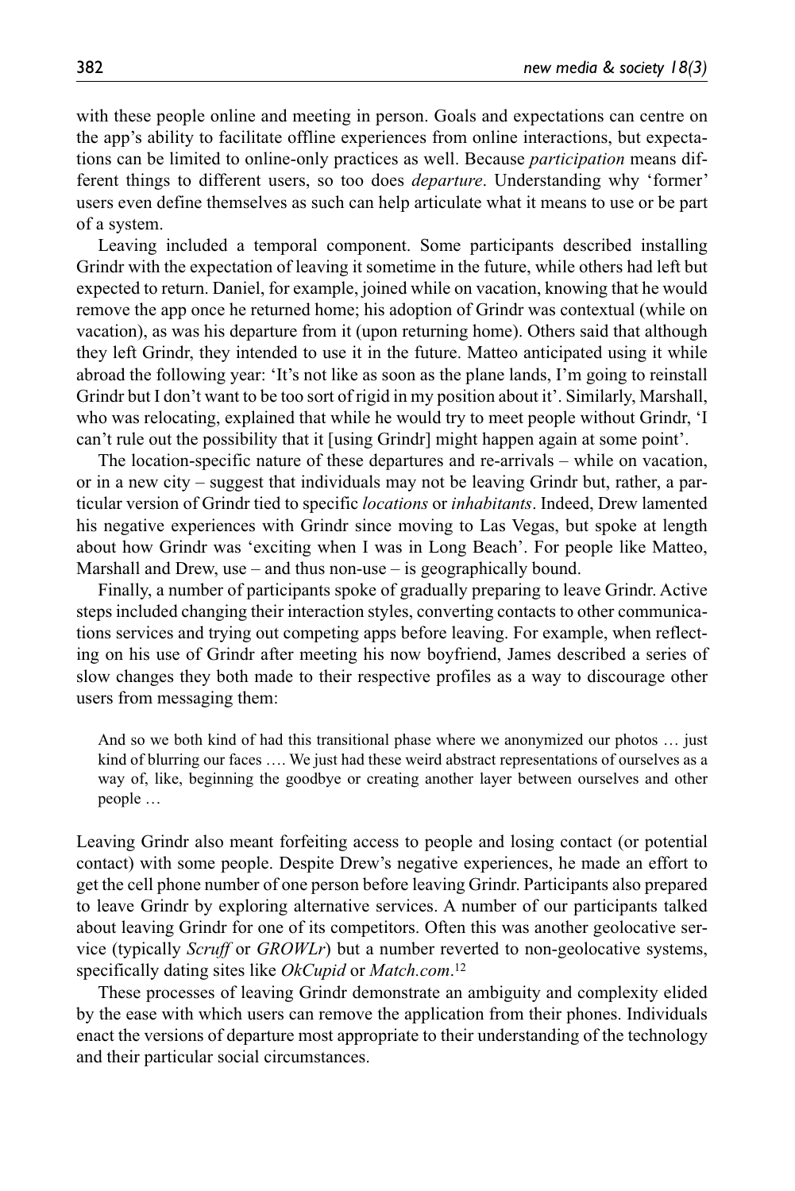with these people online and meeting in person. Goals and expectations can centre on the app's ability to facilitate offline experiences from online interactions, but expectations can be limited to online-only practices as well. Because *participation* means different things to different users, so too does *departure*. Understanding why 'former' users even define themselves as such can help articulate what it means to use or be part of a system.

Leaving included a temporal component. Some participants described installing Grindr with the expectation of leaving it sometime in the future, while others had left but expected to return. Daniel, for example, joined while on vacation, knowing that he would remove the app once he returned home; his adoption of Grindr was contextual (while on vacation), as was his departure from it (upon returning home). Others said that although they left Grindr, they intended to use it in the future. Matteo anticipated using it while abroad the following year: 'It's not like as soon as the plane lands, I'm going to reinstall Grindr but I don't want to be too sort of rigid in my position about it'. Similarly, Marshall, who was relocating, explained that while he would try to meet people without Grindr, 'I can't rule out the possibility that it [using Grindr] might happen again at some point'.

The location-specific nature of these departures and re-arrivals – while on vacation, or in a new city – suggest that individuals may not be leaving Grindr but, rather, a particular version of Grindr tied to specific *locations* or *inhabitants*. Indeed, Drew lamented his negative experiences with Grindr since moving to Las Vegas, but spoke at length about how Grindr was 'exciting when I was in Long Beach'. For people like Matteo, Marshall and Drew, use – and thus non-use – is geographically bound.

Finally, a number of participants spoke of gradually preparing to leave Grindr. Active steps included changing their interaction styles, converting contacts to other communications services and trying out competing apps before leaving. For example, when reflecting on his use of Grindr after meeting his now boyfriend, James described a series of slow changes they both made to their respective profiles as a way to discourage other users from messaging them:

> And so we both kind of had this transitional phase where we anonymized our photos … just kind of blurring our faces …. We just had these weird abstract representations of ourselves as a way of, like, beginning the goodbye or creating another layer between ourselves and other people …

Leaving Grindr also meant forfeiting access to people and losing contact (or potential contact) with some people. Despite Drew's negative experiences, he made an effort to get the cell phone number of one person before leaving Grindr. Participants also prepared to leave Grindr by exploring alternative services. A number of our participants talked about leaving Grindr for one of its competitors. Often this was another geolocative service (typically *Scruff* or *GROWLr*) but a number reverted to non-geolocative systems, specifically dating sites like *OkCupid* or *Match.com*.[12]

These processes of leaving Grindr demonstrate an ambiguity and complexity elided by the ease with which users can remove the application from their phones. Individuals enact the versions of departure most appropriate to their understanding of the technology and their particular social circumstances.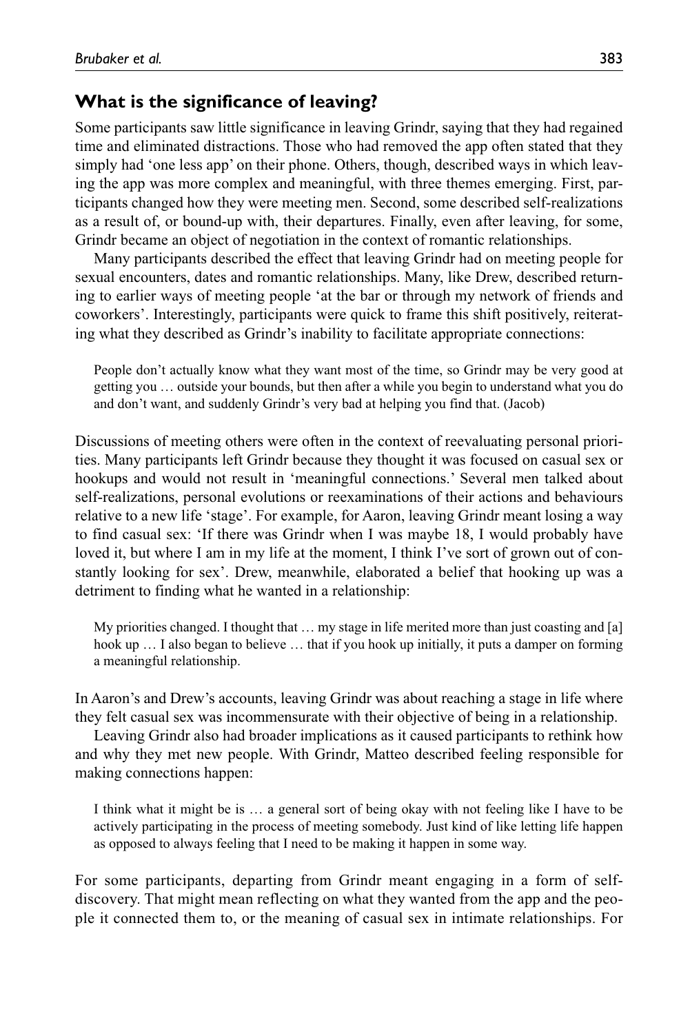## What is the significance of leaving?

Some participants saw little significance in leaving Grindr, saying that they had regained time and eliminated distractions. Those who had removed the app often stated that they simply had 'one less app' on their phone. Others, though, described ways in which leaving the app was more complex and meaningful, with three themes emerging. First, participants changed how they were meeting men. Second, some described self-realizations as a result of, or bound-up with, their departures. Finally, even after leaving, for some, Grindr became an object of negotiation in the context of romantic relationships.

Many participants described the effect that leaving Grindr had on meeting people for sexual encounters, dates and romantic relationships. Many, like Drew, described returning to earlier ways of meeting people 'at the bar or through my network of friends and coworkers'. Interestingly, participants were quick to frame this shift positively, reiterating what they described as Grindr's inability to facilitate appropriate connections:

> People don't actually know what they want most of the time, so Grindr may be very good at getting you … outside your bounds, but then after a while you begin to understand what you do and don't want, and suddenly Grindr's very bad at helping you find that. (Jacob)

Discussions of meeting others were often in the context of reevaluating personal priorities. Many participants left Grindr because they thought it was focused on casual sex or hookups and would not result in 'meaningful connections.' Several men talked about self-realizations, personal evolutions or reexaminations of their actions and behaviours relative to a new life 'stage'. For example, for Aaron, leaving Grindr meant losing a way to find casual sex: 'If there was Grindr when I was maybe 18, I would probably have loved it, but where I am in my life at the moment, I think I've sort of grown out of constantly looking for sex'. Drew, meanwhile, elaborated a belief that hooking up was a detriment to finding what he wanted in a relationship:

> My priorities changed. I thought that … my stage in life merited more than just coasting and [a] hook up … I also began to believe … that if you hook up initially, it puts a damper on forming a meaningful relationship.

In Aaron's and Drew's accounts, leaving Grindr was about reaching a stage in life where they felt casual sex was incommensurate with their objective of being in a relationship.

Leaving Grindr also had broader implications as it caused participants to rethink how and why they met new people. With Grindr, Matteo described feeling responsible for making connections happen:

> I think what it might be is … a general sort of being okay with not feeling like I have to be actively participating in the process of meeting somebody. Just kind of like letting life happen as opposed to always feeling that I need to be making it happen in some way.

For some participants, departing from Grindr meant engaging in a form of self-discovery. That might mean reflecting on what they wanted from the app and the people it connected them to, or the meaning of casual sex in intimate relationships. For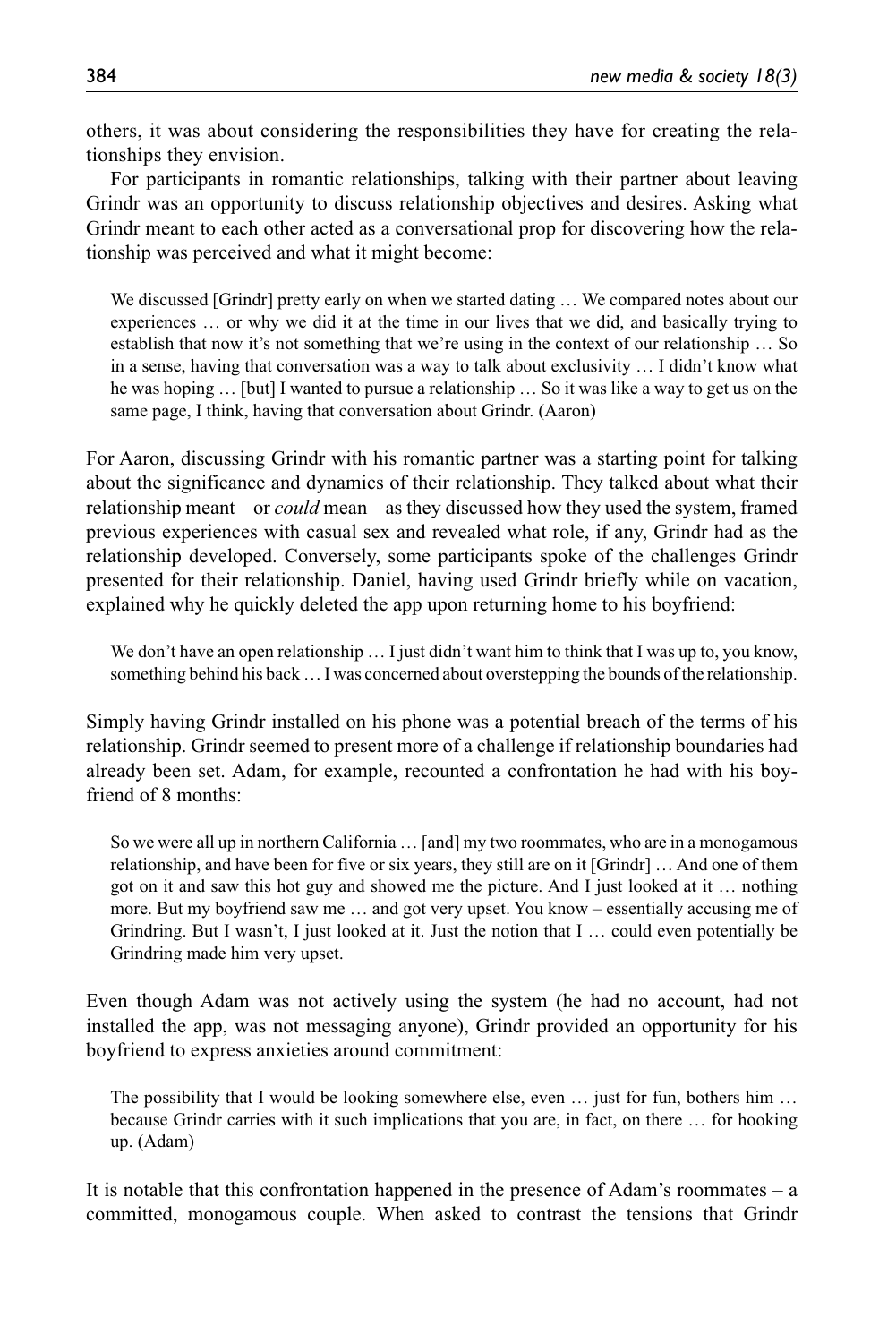others, it was about considering the responsibilities they have for creating the relationships they envision.

For participants in romantic relationships, talking with their partner about leaving Grindr was an opportunity to discuss relationship objectives and desires. Asking what Grindr meant to each other acted as a conversational prop for discovering how the relationship was perceived and what it might become:

> We discussed [Grindr] pretty early on when we started dating … We compared notes about our experiences … or why we did it at the time in our lives that we did, and basically trying to establish that now it's not something that we're using in the context of our relationship … So in a sense, having that conversation was a way to talk about exclusivity … I didn't know what he was hoping … [but] I wanted to pursue a relationship … So it was like a way to get us on the same page, I think, having that conversation about Grindr. (Aaron)

For Aaron, discussing Grindr with his romantic partner was a starting point for talking about the significance and dynamics of their relationship. They talked about what their relationship meant – or *could* mean – as they discussed how they used the system, framed previous experiences with casual sex and revealed what role, if any, Grindr had as the relationship developed. Conversely, some participants spoke of the challenges Grindr presented for their relationship. Daniel, having used Grindr briefly while on vacation, explained why he quickly deleted the app upon returning home to his boyfriend:

> We don't have an open relationship … I just didn't want him to think that I was up to, you know, something behind his back … I was concerned about overstepping the bounds of the relationship.

Simply having Grindr installed on his phone was a potential breach of the terms of his relationship. Grindr seemed to present more of a challenge if relationship boundaries had already been set. Adam, for example, recounted a confrontation he had with his boyfriend of 8 months:

> So we were all up in northern California … [and] my two roommates, who are in a monogamous relationship, and have been for five or six years, they still are on it [Grindr] … And one of them got on it and saw this hot guy and showed me the picture. And I just looked at it … nothing more. But my boyfriend saw me … and got very upset. You know – essentially accusing me of Grindring. But I wasn't, I just looked at it. Just the notion that I … could even potentially be Grindring made him very upset.

Even though Adam was not actively using the system (he had no account, had not installed the app, was not messaging anyone), Grindr provided an opportunity for his boyfriend to express anxieties around commitment:

> The possibility that I would be looking somewhere else, even … just for fun, bothers him … because Grindr carries with it such implications that you are, in fact, on there … for hooking up. (Adam)

It is notable that this confrontation happened in the presence of Adam's roommates – a committed, monogamous couple. When asked to contrast the tensions that Grindr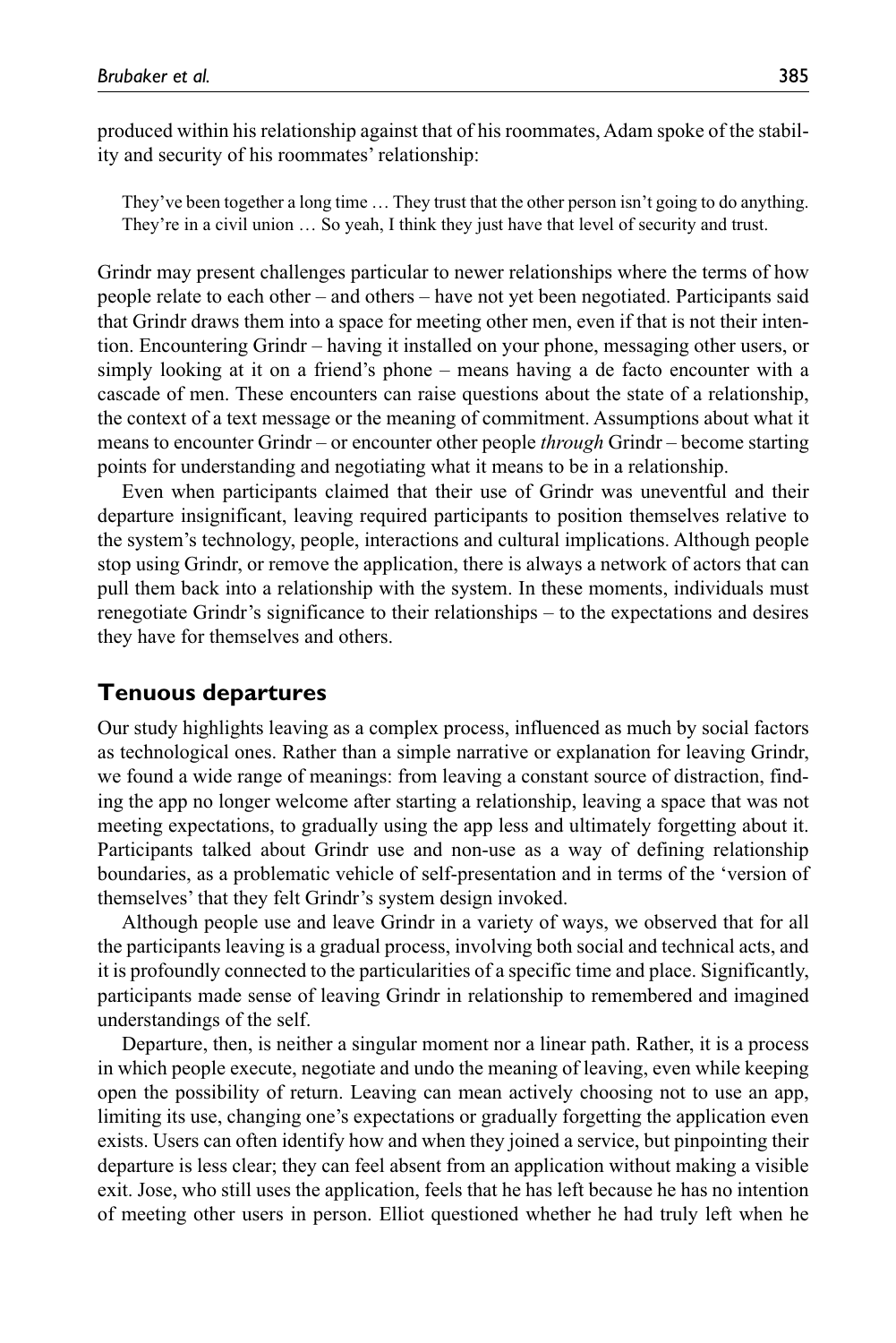produced within his relationship against that of his roommates, Adam spoke of the stability and security of his roommates' relationship:

> They've been together a long time … They trust that the other person isn't going to do anything. They're in a civil union … So yeah, I think they just have that level of security and trust.

Grindr may present challenges particular to newer relationships where the terms of how people relate to each other – and others – have not yet been negotiated. Participants said that Grindr draws them into a space for meeting other men, even if that is not their intention. Encountering Grindr – having it installed on your phone, messaging other users, or simply looking at it on a friend's phone – means having a de facto encounter with a cascade of men. These encounters can raise questions about the state of a relationship, the context of a text message or the meaning of commitment. Assumptions about what it means to encounter Grindr – or encounter other people *through* Grindr – become starting points for understanding and negotiating what it means to be in a relationship.

Even when participants claimed that their use of Grindr was uneventful and their departure insignificant, leaving required participants to position themselves relative to the system's technology, people, interactions and cultural implications. Although people stop using Grindr, or remove the application, there is always a network of actors that can pull them back into a relationship with the system. In these moments, individuals must renegotiate Grindr's significance to their relationships – to the expectations and desires they have for themselves and others.

## Tenuous departures

Our study highlights leaving as a complex process, influenced as much by social factors as technological ones. Rather than a simple narrative or explanation for leaving Grindr, we found a wide range of meanings: from leaving a constant source of distraction, finding the app no longer welcome after starting a relationship, leaving a space that was not meeting expectations, to gradually using the app less and ultimately forgetting about it. Participants talked about Grindr use and non-use as a way of defining relationship boundaries, as a problematic vehicle of self-presentation and in terms of the 'version of themselves' that they felt Grindr's system design invoked.

Although people use and leave Grindr in a variety of ways, we observed that for all the participants leaving is a gradual process, involving both social and technical acts, and it is profoundly connected to the particularities of a specific time and place. Significantly, participants made sense of leaving Grindr in relationship to remembered and imagined understandings of the self.

Departure, then, is neither a singular moment nor a linear path. Rather, it is a process in which people execute, negotiate and undo the meaning of leaving, even while keeping open the possibility of return. Leaving can mean actively choosing not to use an app, limiting its use, changing one's expectations or gradually forgetting the application even exists. Users can often identify how and when they joined a service, but pinpointing their departure is less clear; they can feel absent from an application without making a visible exit. Jose, who still uses the application, feels that he has left because he has no intention of meeting other users in person. Elliot questioned whether he had truly left when he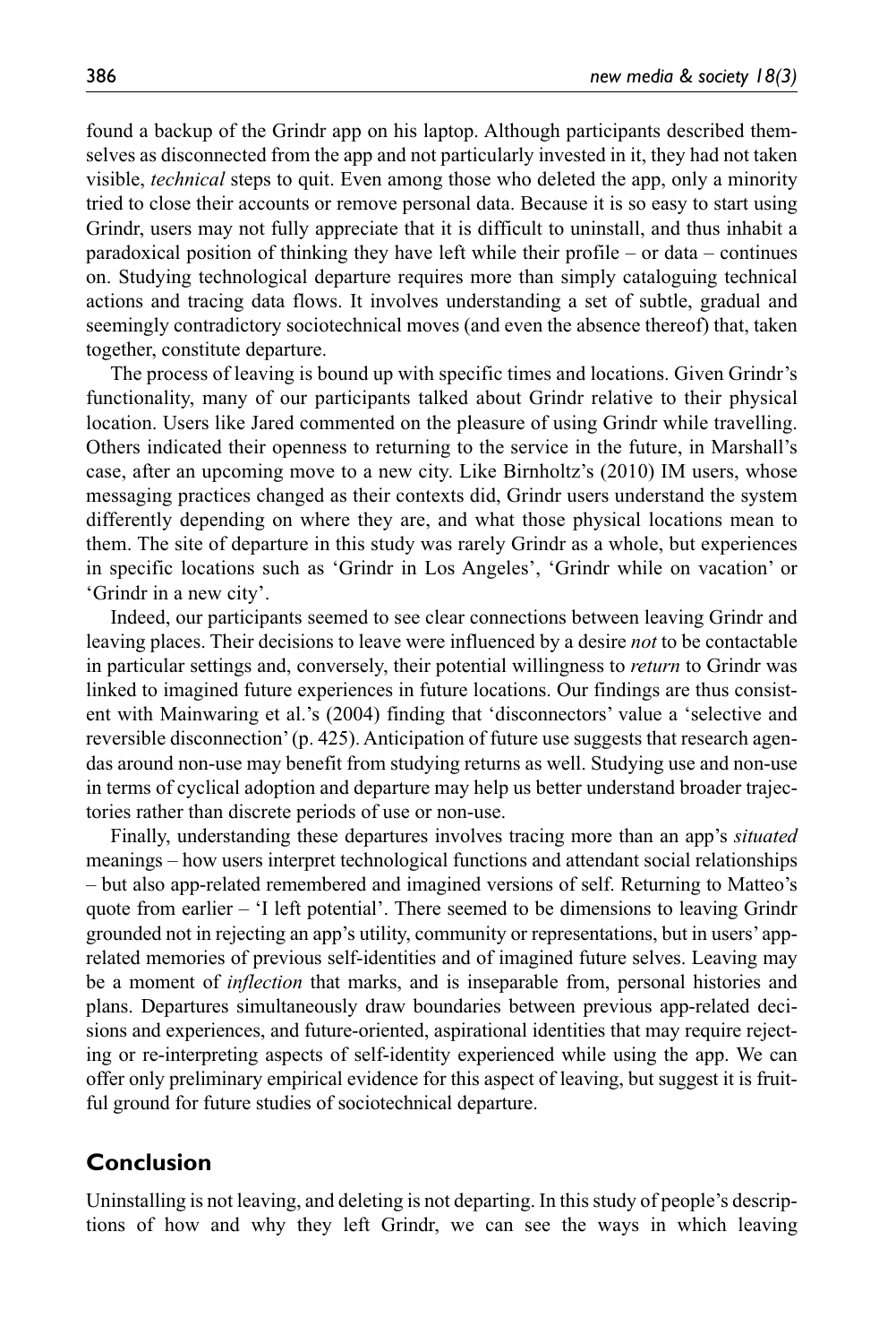found a backup of the Grindr app on his laptop. Although participants described themselves as disconnected from the app and not particularly invested in it, they had not taken visible, *technical* steps to quit. Even among those who deleted the app, only a minority tried to close their accounts or remove personal data. Because it is so easy to start using Grindr, users may not fully appreciate that it is difficult to uninstall, and thus inhabit a paradoxical position of thinking they have left while their profile – or data – continues on. Studying technological departure requires more than simply cataloguing technical actions and tracing data flows. It involves understanding a set of subtle, gradual and seemingly contradictory sociotechnical moves (and even the absence thereof) that, taken together, constitute departure.

The process of leaving is bound up with specific times and locations. Given Grindr's functionality, many of our participants talked about Grindr relative to their physical location. Users like Jared commented on the pleasure of using Grindr while travelling. Others indicated their openness to returning to the service in the future, in Marshall's case, after an upcoming move to a new city. Like Birnholtz's (2010) IM users, whose messaging practices changed as their contexts did, Grindr users understand the system differently depending on where they are, and what those physical locations mean to them. The site of departure in this study was rarely Grindr as a whole, but experiences in specific locations such as 'Grindr in Los Angeles', 'Grindr while on vacation' or 'Grindr in a new city'.

Indeed, our participants seemed to see clear connections between leaving Grindr and leaving places. Their decisions to leave were influenced by a desire *not* to be contactable in particular settings and, conversely, their potential willingness to *return* to Grindr was linked to imagined future experiences in future locations. Our findings are thus consistent with Mainwaring et al.'s (2004) finding that 'disconnectors' value a 'selective and reversible disconnection' (p. 425). Anticipation of future use suggests that research agendas around non-use may benefit from studying returns as well. Studying use and non-use in terms of cyclical adoption and departure may help us better understand broader trajectories rather than discrete periods of use or non-use.

Finally, understanding these departures involves tracing more than an app's *situated* meanings – how users interpret technological functions and attendant social relationships – but also app-related remembered and imagined versions of self. Returning to Matteo's quote from earlier – 'I left potential'. There seemed to be dimensions to leaving Grindr grounded not in rejecting an app's utility, community or representations, but in users' app-related memories of previous self-identities and of imagined future selves. Leaving may be a moment of *inflection* that marks, and is inseparable from, personal histories and plans. Departures simultaneously draw boundaries between previous app-related decisions and experiences, and future-oriented, aspirational identities that may require rejecting or re-interpreting aspects of self-identity experienced while using the app. We can offer only preliminary empirical evidence for this aspect of leaving, but suggest it is fruitful ground for future studies of sociotechnical departure.

## Conclusion

Uninstalling is not leaving, and deleting is not departing. In this study of people's descriptions of how and why they left Grindr, we can see the ways in which leaving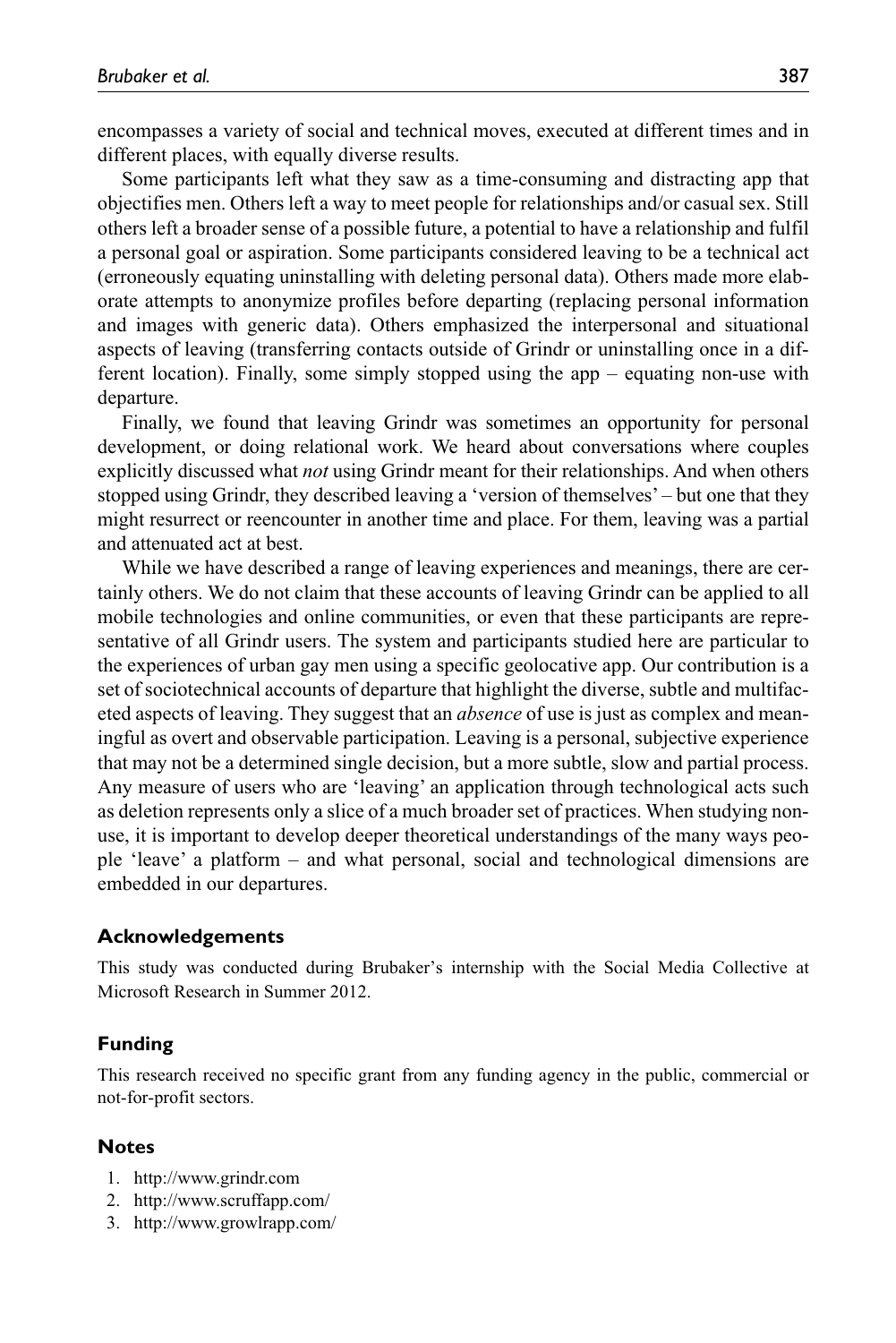encompasses a variety of social and technical moves, executed at different times and in different places, with equally diverse results.

Some participants left what they saw as a time-consuming and distracting app that objectifies men. Others left a way to meet people for relationships and/or casual sex. Still others left a broader sense of a possible future, a potential to have a relationship and fulfil a personal goal or aspiration. Some participants considered leaving to be a technical act (erroneously equating uninstalling with deleting personal data). Others made more elaborate attempts to anonymize profiles before departing (replacing personal information and images with generic data). Others emphasized the interpersonal and situational aspects of leaving (transferring contacts outside of Grindr or uninstalling once in a different location). Finally, some simply stopped using the app – equating non-use with departure.

Finally, we found that leaving Grindr was sometimes an opportunity for personal development, or doing relational work. We heard about conversations where couples explicitly discussed what *not* using Grindr meant for their relationships. And when others stopped using Grindr, they described leaving a 'version of themselves' – but one that they might resurrect or reencounter in another time and place. For them, leaving was a partial and attenuated act at best.

While we have described a range of leaving experiences and meanings, there are certainly others. We do not claim that these accounts of leaving Grindr can be applied to all mobile technologies and online communities, or even that these participants are representative of all Grindr users. The system and participants studied here are particular to the experiences of urban gay men using a specific geolocative app. Our contribution is a set of sociotechnical accounts of departure that highlight the diverse, subtle and multifaceted aspects of leaving. They suggest that an *absence* of use is just as complex and meaningful as overt and observable participation. Leaving is a personal, subjective experience that may not be a determined single decision, but a more subtle, slow and partial process. Any measure of users who are 'leaving' an application through technological acts such as deletion represents only a slice of a much broader set of practices. When studying non-use, it is important to develop deeper theoretical understandings of the many ways people 'leave' a platform – and what personal, social and technological dimensions are embedded in our departures.

## Acknowledgements

This study was conducted during Brubaker's internship with the Social Media Collective at Microsoft Research in Summer 2012.

## Funding

This research received no specific grant from any funding agency in the public, commercial or not-for-profit sectors.

## Notes

1. http://www.grindr.com
2. http://www.scruffapp.com/
3. http://www.growlrapp.com/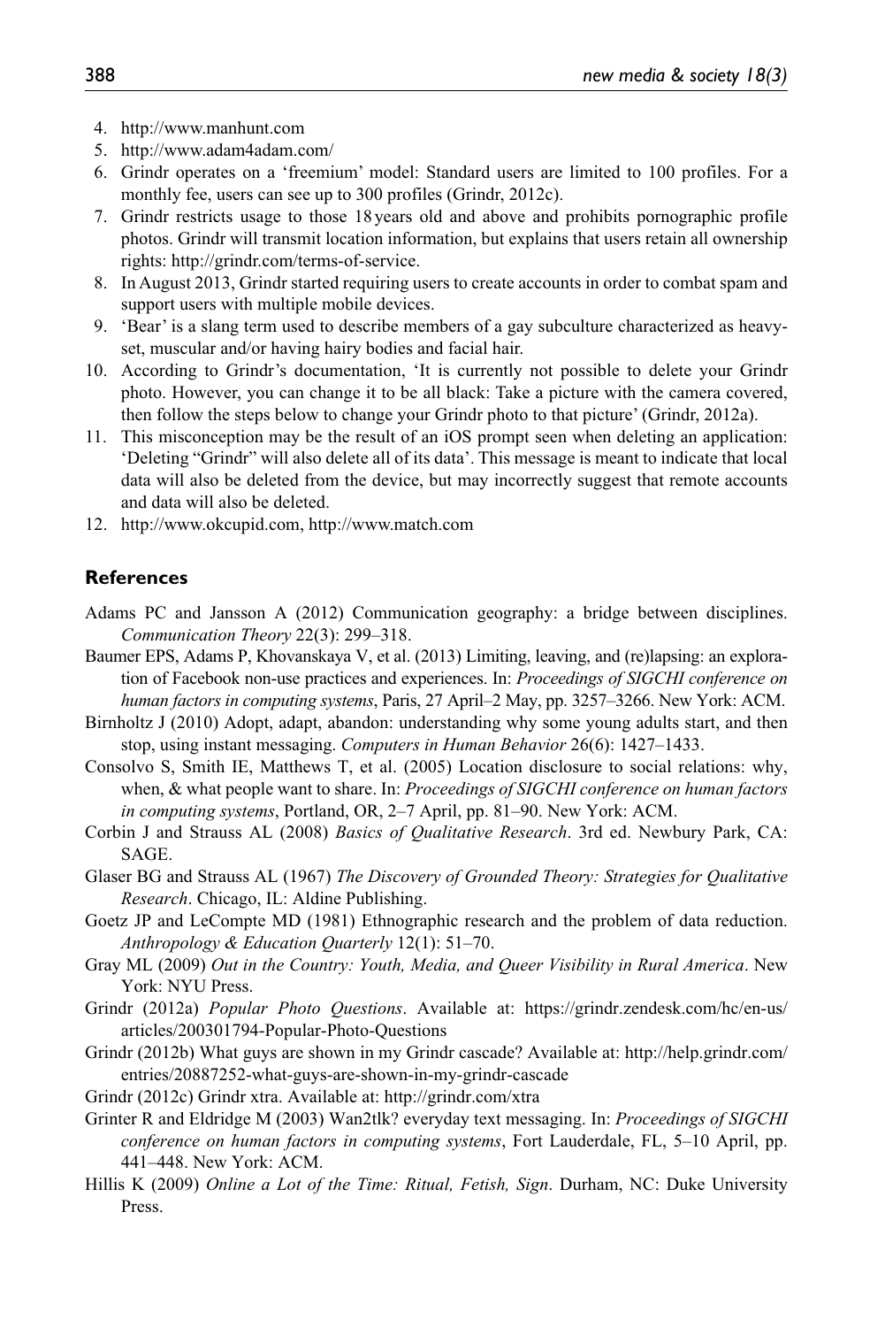4. http://www.manhunt.com
5. http://www.adam4adam.com/
6. Grindr operates on a 'freemium' model: Standard users are limited to 100 profiles. For a monthly fee, users can see up to 300 profiles (Grindr, 2012c).
7. Grindr restricts usage to those 18 years old and above and prohibits pornographic profile photos. Grindr will transmit location information, but explains that users retain all ownership rights: http://grindr.com/terms-of-service.
8. In August 2013, Grindr started requiring users to create accounts in order to combat spam and support users with multiple mobile devices.
9. 'Bear' is a slang term used to describe members of a gay subculture characterized as heavy-set, muscular and/or having hairy bodies and facial hair.
10. According to Grindr's documentation, 'It is currently not possible to delete your Grindr photo. However, you can change it to be all black: Take a picture with the camera covered, then follow the steps below to change your Grindr photo to that picture' (Grindr, 2012a).
11. This misconception may be the result of an iOS prompt seen when deleting an application: 'Deleting "Grindr" will also delete all of its data'. This message is meant to indicate that local data will also be deleted from the device, but may incorrectly suggest that remote accounts and data will also be deleted.
12. http://www.okcupid.com, http://www.match.com

## References

Adams PC and Jansson A (2012) Communication geography: a bridge between disciplines. *Communication Theory* 22(3): 299–318.

Baumer EPS, Adams P, Khovanskaya V, et al. (2013) Limiting, leaving, and (re)lapsing: an exploration of Facebook non-use practices and experiences. In: *Proceedings of SIGCHI conference on human factors in computing systems*, Paris, 27 April–2 May, pp. 3257–3266. New York: ACM.

Birnholtz J (2010) Adopt, adapt, abandon: understanding why some young adults start, and then stop, using instant messaging. *Computers in Human Behavior* 26(6): 1427–1433.

Consolvo S, Smith IE, Matthews T, et al. (2005) Location disclosure to social relations: why, when, & what people want to share. In: *Proceedings of SIGCHI conference on human factors in computing systems*, Portland, OR, 2–7 April, pp. 81–90. New York: ACM.

Corbin J and Strauss AL (2008) *Basics of Qualitative Research*. 3rd ed. Newbury Park, CA: SAGE.

Glaser BG and Strauss AL (1967) *The Discovery of Grounded Theory: Strategies for Qualitative Research*. Chicago, IL: Aldine Publishing.

Goetz JP and LeCompte MD (1981) Ethnographic research and the problem of data reduction. *Anthropology & Education Quarterly* 12(1): 51–70.

Gray ML (2009) *Out in the Country: Youth, Media, and Queer Visibility in Rural America*. New York: NYU Press.

Grindr (2012a) *Popular Photo Questions*. Available at: https://grindr.zendesk.com/hc/en-us/articles/200301794-Popular-Photo-Questions

Grindr (2012b) What guys are shown in my Grindr cascade? Available at: http://help.grindr.com/entries/20887252-what-guys-are-shown-in-my-grindr-cascade

Grindr (2012c) Grindr xtra. Available at: http://grindr.com/xtra

Grinter R and Eldridge M (2003) Wan2tlk? everyday text messaging. In: *Proceedings of SIGCHI conference on human factors in computing systems*, Fort Lauderdale, FL, 5–10 April, pp. 441–448. New York: ACM.

Hillis K (2009) *Online a Lot of the Time: Ritual, Fetish, Sign*. Durham, NC: Duke University Press.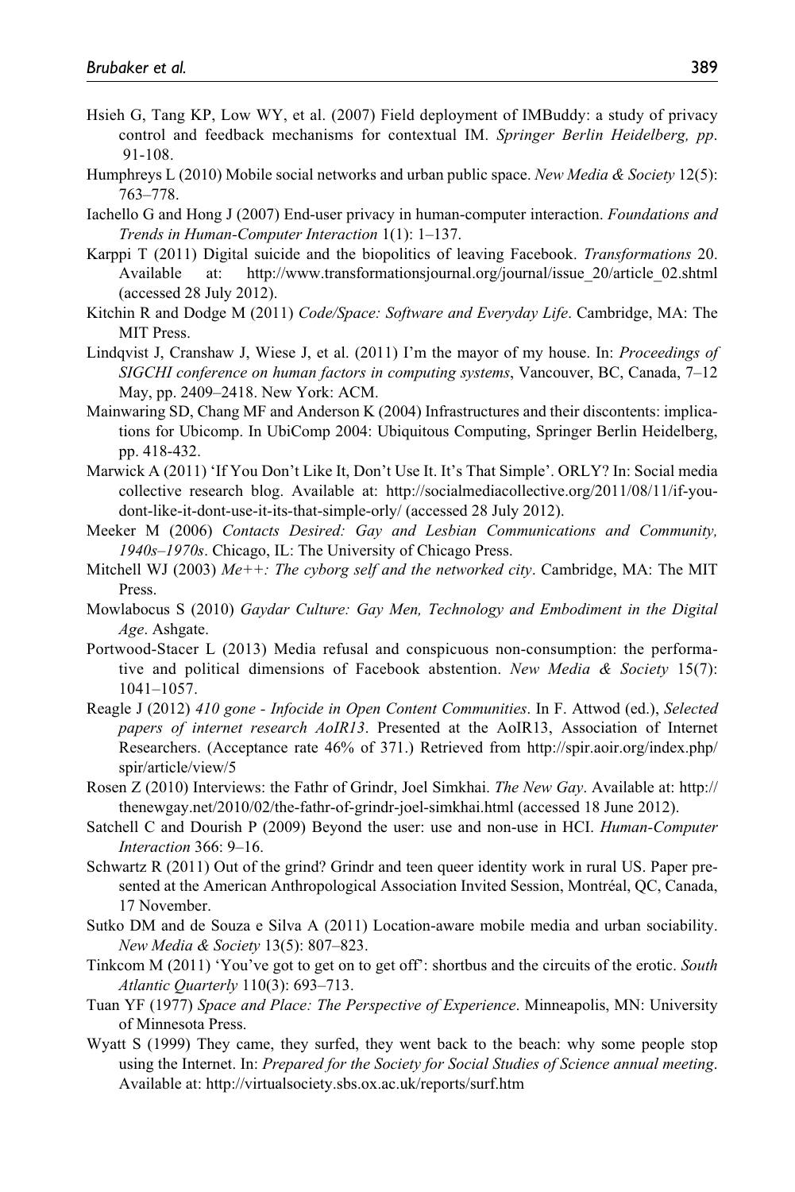Hsieh G, Tang KP, Low WY, et al. (2007) Field deployment of IMBuddy: a study of privacy control and feedback mechanisms for contextual IM. *Springer Berlin Heidelberg, pp*. 91-108.

Humphreys L (2010) Mobile social networks and urban public space. *New Media & Society* 12(5): 763–778.

Iachello G and Hong J (2007) End-user privacy in human-computer interaction. *Foundations and Trends in Human-Computer Interaction* 1(1): 1–137.

Karppi T (2011) Digital suicide and the biopolitics of leaving Facebook. *Transformations* 20. Available at: http://www.transformationsjournal.org/journal/issue_20/article_02.shtml (accessed 28 July 2012).

Kitchin R and Dodge M (2011) *Code/Space: Software and Everyday Life*. Cambridge, MA: The MIT Press.

Lindqvist J, Cranshaw J, Wiese J, et al. (2011) I'm the mayor of my house. In: *Proceedings of SIGCHI conference on human factors in computing systems*, Vancouver, BC, Canada, 7–12 May, pp. 2409–2418. New York: ACM.

Mainwaring SD, Chang MF and Anderson K (2004) Infrastructures and their discontents: implications for Ubicomp. In UbiComp 2004: Ubiquitous Computing, Springer Berlin Heidelberg, pp. 418-432.

Marwick A (2011) 'If You Don't Like It, Don't Use It. It's That Simple'. ORLY? In: Social media collective research blog. Available at: http://socialmediacollective.org/2011/08/11/if-you-dont-like-it-dont-use-it-its-that-simple-orly/ (accessed 28 July 2012).

Meeker M (2006) *Contacts Desired: Gay and Lesbian Communications and Community, 1940s–1970s*. Chicago, IL: The University of Chicago Press.

Mitchell WJ (2003) *Me++: The cyborg self and the networked city*. Cambridge, MA: The MIT Press.

Mowlabocus S (2010) *Gaydar Culture: Gay Men, Technology and Embodiment in the Digital Age*. Ashgate.

Portwood-Stacer L (2013) Media refusal and conspicuous non-consumption: the performative and political dimensions of Facebook abstention. *New Media & Society* 15(7): 1041–1057.

Reagle J (2012) *410 gone - Infocide in Open Content Communities*. In F. Attwod (ed.), *Selected papers of internet research AoIR13*. Presented at the AoIR13, Association of Internet Researchers. (Acceptance rate 46% of 371.) Retrieved from http://spir.aoir.org/index.php/spir/article/view/5

Rosen Z (2010) Interviews: the Fathr of Grindr, Joel Simkhai. *The New Gay*. Available at: http://thenewgay.net/2010/02/the-fathr-of-grindr-joel-simkhai.html (accessed 18 June 2012).

Satchell C and Dourish P (2009) Beyond the user: use and non-use in HCI. *Human-Computer Interaction* 366: 9–16.

Schwartz R (2011) Out of the grind? Grindr and teen queer identity work in rural US. Paper presented at the American Anthropological Association Invited Session, Montréal, QC, Canada, 17 November.

Sutko DM and de Souza e Silva A (2011) Location-aware mobile media and urban sociability. *New Media & Society* 13(5): 807–823.

Tinkcom M (2011) 'You've got to get on to get off': shortbus and the circuits of the erotic. *South Atlantic Quarterly* 110(3): 693–713.

Tuan YF (1977) *Space and Place: The Perspective of Experience*. Minneapolis, MN: University of Minnesota Press.

Wyatt S (1999) They came, they surfed, they went back to the beach: why some people stop using the Internet. In: *Prepared for the Society for Social Studies of Science annual meeting*. Available at: http://virtualsociety.sbs.ox.ac.uk/reports/surf.htm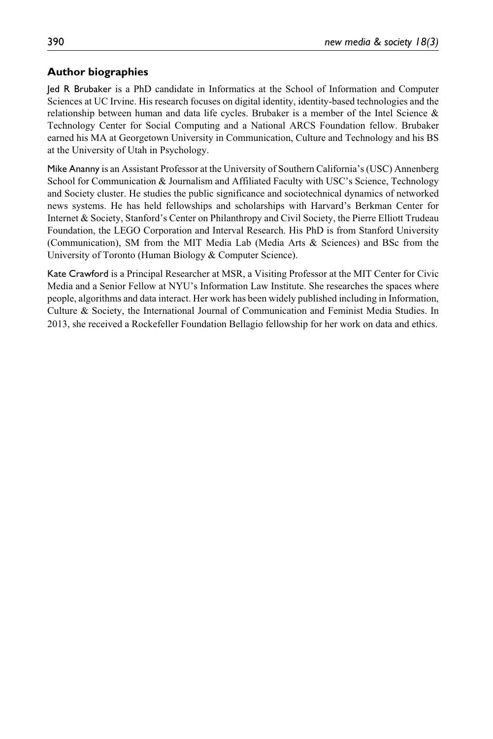## Author biographies

Jed R Brubaker is a PhD candidate in Informatics at the School of Information and Computer Sciences at UC Irvine. His research focuses on digital identity, identity-based technologies and the relationship between human and data life cycles. Brubaker is a member of the Intel Science & Technology Center for Social Computing and a National ARCS Foundation fellow. Brubaker earned his MA at Georgetown University in Communication, Culture and Technology and his BS at the University of Utah in Psychology.

Mike Ananny is an Assistant Professor at the University of Southern California's (USC) Annenberg School for Communication & Journalism and Affiliated Faculty with USC's Science, Technology and Society cluster. He studies the public significance and sociotechnical dynamics of networked news systems. He has held fellowships and scholarships with Harvard's Berkman Center for Internet & Society, Stanford's Center on Philanthropy and Civil Society, the Pierre Elliott Trudeau Foundation, the LEGO Corporation and Interval Research. His PhD is from Stanford University (Communication), SM from the MIT Media Lab (Media Arts & Sciences) and BSc from the University of Toronto (Human Biology & Computer Science).

Kate Crawford is a Principal Researcher at MSR, a Visiting Professor at the MIT Center for Civic Media and a Senior Fellow at NYU's Information Law Institute. She researches the spaces where people, algorithms and data interact. Her work has been widely published including in Information, Culture & Society, the International Journal of Communication and Feminist Media Studies. In 2013, she received a Rockefeller Foundation Bellagio fellowship for her work on data and ethics.